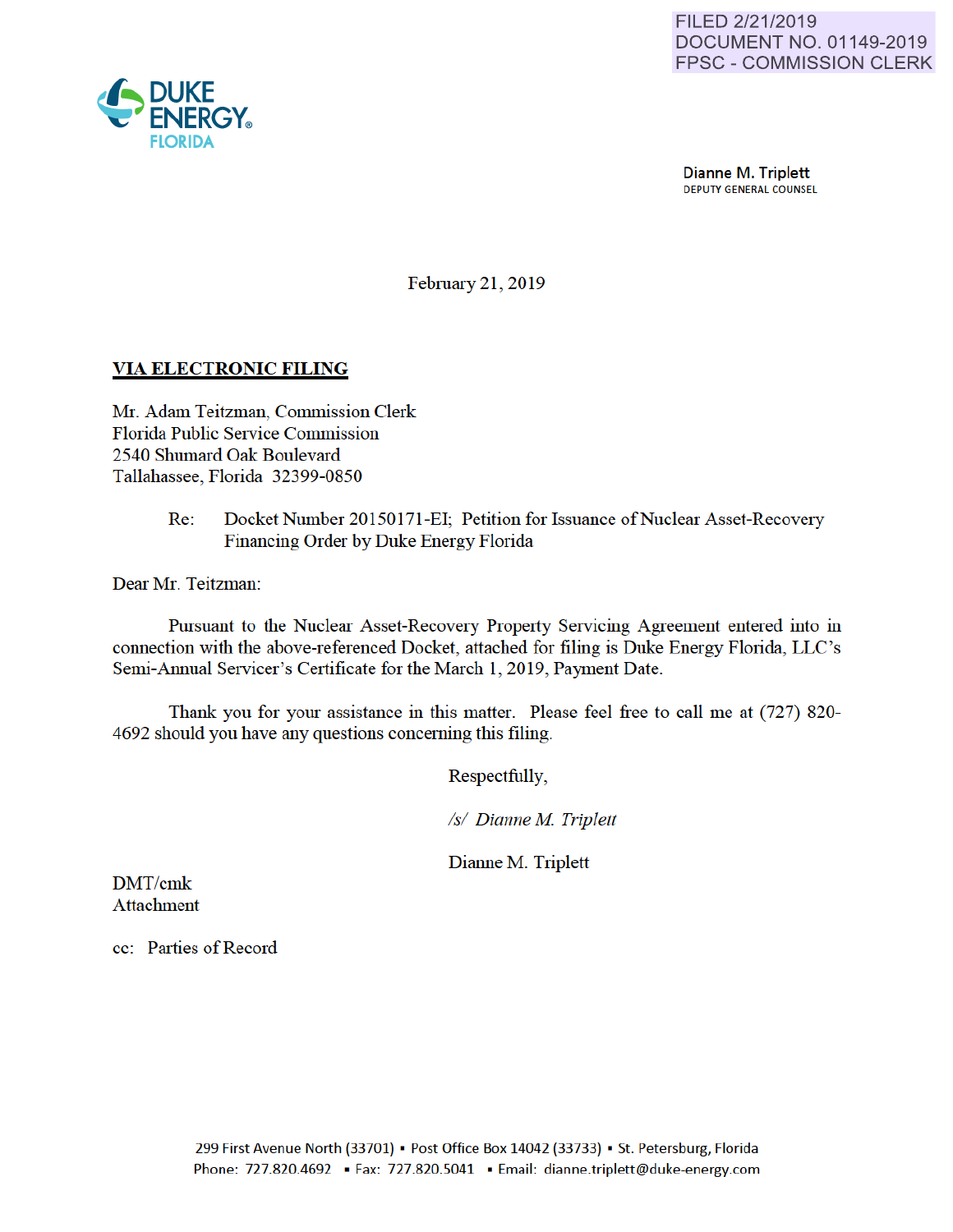FILED 2/21/2019
DOCUMENT NO. 01149-2019
FPSC - COMMISSION CLERK

DUKE ENERGY.
FLORIDA

Dianne M. Triplett
DEPUTY GENERAL COUNSEL

February 21, 2019

**VIA ELECTRONIC FILING**

Mr. Adam Teitzman, Commission Clerk
Florida Public Service Commission
2540 Shumard Oak Boulevard
Tallahassee, Florida 32399-0850

Re: Docket Number 20150171-EI; Petition for Issuance of Nuclear Asset-Recovery Financing Order by Duke Energy Florida

Dear Mr. Teitzman:

Pursuant to the Nuclear Asset-Recovery Property Servicing Agreement entered into in connection with the above-referenced Docket, attached for filing is Duke Energy Florida, LLC's Semi-Annual Servicer's Certificate for the March 1, 2019, Payment Date.

Thank you for your assistance in this matter. Please feel free to call me at (727) 820-4692 should you have any questions concerning this filing.

Respectfully,

*/s/ Dianne M. Triplett*

Dianne M. Triplett

DMT/cmk
Attachment

cc: Parties of Record

299 First Avenue North (33701) ▪ Post Office Box 14042 (33733) ▪ St. Petersburg, Florida
Phone: 727.820.4692 ▪ Fax: 727.820.5041 ▪ Email: dianne.triplett@duke-energy.com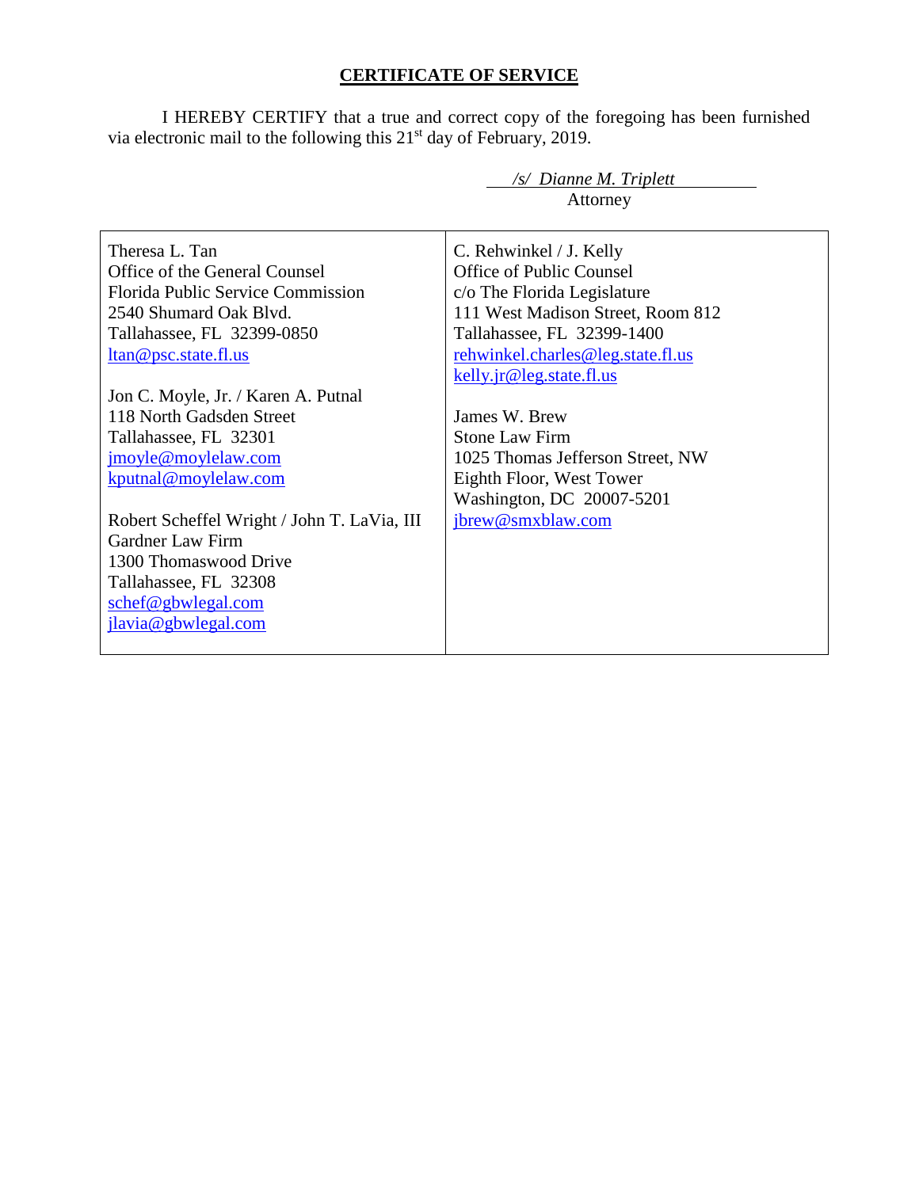## CERTIFICATE OF SERVICE

I HEREBY CERTIFY that a true and correct copy of the foregoing has been furnished via electronic mail to the following this 21st day of February, 2019.

*/s/ Dianne M. Triplett*
Attorney

| | |
|---|---|
| Theresa L. Tan<br>Office of the General Counsel<br>Florida Public Service Commission<br>2540 Shumard Oak Blvd.<br>Tallahassee, FL 32399-0850<br>ltan@psc.state.fl.us<br><br>Jon C. Moyle, Jr. / Karen A. Putnal<br>118 North Gadsden Street<br>Tallahassee, FL 32301<br>jmoyle@moylelaw.com<br>kputnal@moylelaw.com<br><br>Robert Scheffel Wright / John T. LaVia, III<br>Gardner Law Firm<br>1300 Thomaswood Drive<br>Tallahassee, FL 32308<br>schef@gbwlegal.com<br>jlavia@gbwlegal.com | C. Rehwinkel / J. Kelly<br>Office of Public Counsel<br>c/o The Florida Legislature<br>111 West Madison Street, Room 812<br>Tallahassee, FL 32399-1400<br>rehwinkel.charles@leg.state.fl.us<br>kelly.jr@leg.state.fl.us<br><br>James W. Brew<br>Stone Law Firm<br>1025 Thomas Jefferson Street, NW<br>Eighth Floor, West Tower<br>Washington, DC 20007-5201<br>jbrew@smxblaw.com |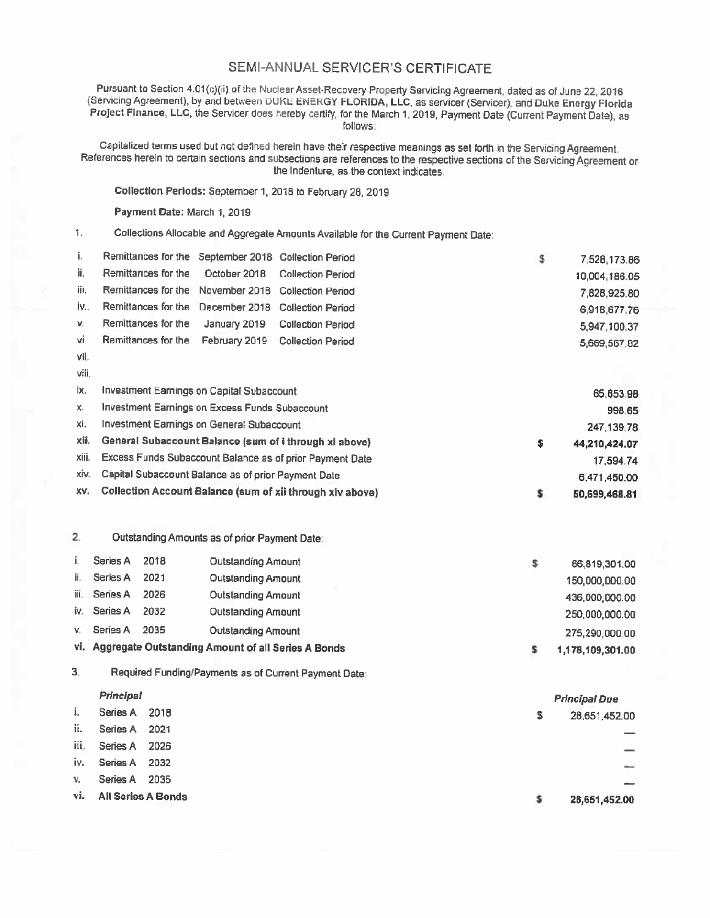# SEMI-ANNUAL SERVICER'S CERTIFICATE

Pursuant to Section 4.01(c)(ii) of the Nuclear Asset-Recovery Property Servicing Agreement, dated as of June 22, 2016 (Servicing Agreement), by and between DUKE ENERGY FLORIDA, LLC, as servicer (Servicer), and Duke Energy Florida Project Finance, LLC, the Servicer does hereby certify, for the March 1, 2019, Payment Date (Current Payment Date), as follows:

Capitalized terms used but not defined herein have their respective meanings as set forth in the Servicing Agreement. References herein to certain sections and subsections are references to the respective sections of the Servicing Agreement or the Indenture, as the context indicates.

**Collection Periods:** September 1, 2018 to February 28, 2019

**Payment Date:** March 1, 2019

1. Collections Allocable and Aggregate Amounts Available for the Current Payment Date:

| | | | | | |
|---|---|---|---|---|---|
| i. | Remittances for the | September 2018 | Collection Period | $ | 7,528,173.86 |
| ii. | Remittances for the | October 2018 | Collection Period | | 10,004,186.05 |
| iii. | Remittances for the | November 2018 | Collection Period | | 7,828,925.80 |
| iv. | Remittances for the | December 2018 | Collection Period | | 6,918,677.76 |
| v. | Remittances for the | January 2019 | Collection Period | | 5,947,100.37 |
| vi. | Remittances for the | February 2019 | Collection Period | | 5,669,567.82 |
| vii. | | | | | |
| viii. | | | | | |
| ix. | Investment Earnings on Capital Subaccount | | | | 65,653.98 |
| x. | Investment Earnings on Excess Funds Subaccount | | | | 998.65 |
| xi. | Investment Earnings on General Subaccount | | | | 247,139.78 |
| **xii.** | **General Subaccount Balance (sum of i through xi above)** | | | **$** | **44,210,424.07** |
| xiii. | Excess Funds Subaccount Balance as of prior Payment Date | | | | 17,594.74 |
| xiv. | Capital Subaccount Balance as of prior Payment Date | | | | 6,471,450.00 |
| **xv.** | **Collection Account Balance (sum of xii through xiv above)** | | | **$** | **50,699,468.81** |

2. Outstanding Amounts as of prior Payment Date:

| | | | | | |
|---|---|---|---|---|---|
| i. | Series A | 2018 | Outstanding Amount | $ | 66,819,301.00 |
| ii. | Series A | 2021 | Outstanding Amount | | 150,000,000.00 |
| iii. | Series A | 2026 | Outstanding Amount | | 436,000,000.00 |
| iv. | Series A | 2032 | Outstanding Amount | | 250,000,000.00 |
| v. | Series A | 2035 | Outstanding Amount | | 275,290,000.00 |
| **vi.** | **Aggregate Outstanding Amount of all Series A Bonds** | | | **$** | **1,178,109,301.00** |

3. Required Funding/Payments as of Current Payment Date:

| | ***Principal*** | | | ***Principal Due*** |
|---|---|---|---|---|
| i. | Series A | 2018 | $ | 28,651,452.00 |
| ii. | Series A | 2021 | | — |
| iii. | Series A | 2026 | | — |
| iv. | Series A | 2032 | | — |
| v. | Series A | 2035 | | — |
| **vi.** | **All Series A Bonds** | | **$** | **28,651,452.00** |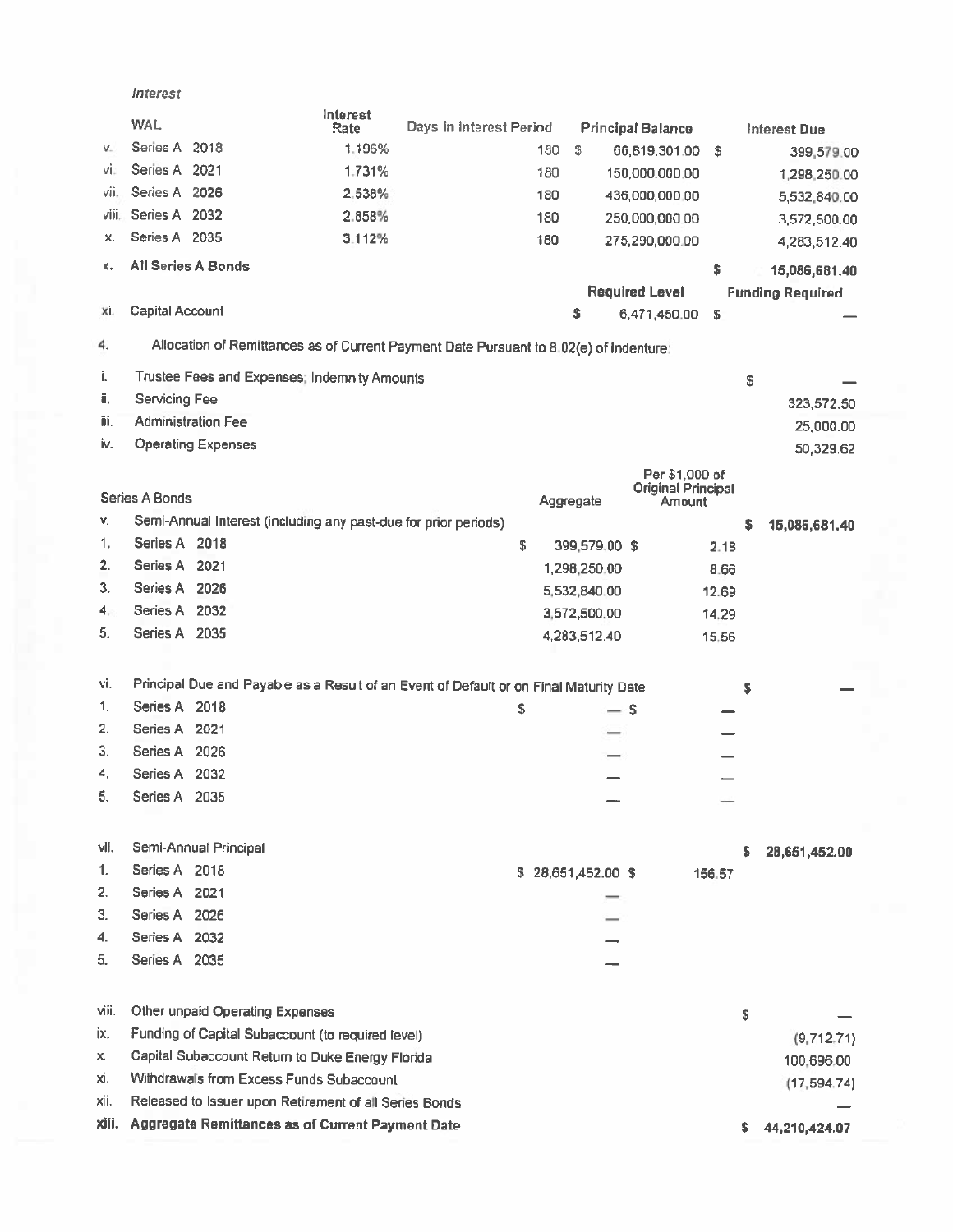*Interest*

| | WAL | Interest Rate | Days in Interest Period | Principal Balance | Interest Due |
|---|---|---|---|---|---|
| v. | Series A 2018 | 1.196% | 180 | $ 66,819,301.00 | $ 399,579.00 |
| vi. | Series A 2021 | 1.731% | 180 | 150,000,000.00 | 1,298,250.00 |
| vii. | Series A 2026 | 2.538% | 180 | 436,000,000.00 | 5,532,840.00 |
| viii. | Series A 2032 | 2.858% | 180 | 250,000,000.00 | 3,572,500.00 |
| ix. | Series A 2035 | 3.112% | 180 | 275,290,000.00 | 4,283,512.40 |
| x. | **All Series A Bonds** | | | | **$ 15,086,681.40** |
| | | | | **Required Level** | **Funding Required** |
| xi. | Capital Account | | | $ 6,471,450.00 | $ — |

4. Allocation of Remittances as of Current Payment Date Pursuant to 8.02(e) of Indenture:

| | | Aggregate | Per $1,000 of Original Principal Amount | |
|---|---|---|---|---|
| i. | Trustee Fees and Expenses; Indemnity Amounts | | | $ — |
| ii. | Servicing Fee | | | 323,572.50 |
| iii. | Administration Fee | | | 25,000.00 |
| iv. | Operating Expenses | | | 50,329.62 |
| | Series A Bonds | | | |
| v. | Semi-Annual Interest (including any past-due for prior periods) | | | $ 15,086,681.40 |
| 1. | Series A 2018 | $ 399,579.00 | $ 2.18 | |
| 2. | Series A 2021 | 1,298,250.00 | 8.66 | |
| 3. | Series A 2026 | 5,532,840.00 | 12.69 | |
| 4. | Series A 2032 | 3,572,500.00 | 14.29 | |
| 5. | Series A 2035 | 4,283,512.40 | 15.56 | |
| vi. | Principal Due and Payable as a Result of an Event of Default or on Final Maturity Date | | | $ — |
| 1. | Series A 2018 | $ — | $ — | |
| 2. | Series A 2021 | — | — | |
| 3. | Series A 2026 | — | — | |
| 4. | Series A 2032 | — | — | |
| 5. | Series A 2035 | — | — | |
| vii. | Semi-Annual Principal | | | $ 28,651,452.00 |
| 1. | Series A 2018 | $ 28,651,452.00 | $ 156.57 | |
| 2. | Series A 2021 | — | | |
| 3. | Series A 2026 | — | | |
| 4. | Series A 2032 | — | | |
| 5. | Series A 2035 | — | | |
| viii. | Other unpaid Operating Expenses | | | $ — |
| ix. | Funding of Capital Subaccount (to required level) | | | (9,712.71) |
| x. | Capital Subaccount Return to Duke Energy Florida | | | 100,696.00 |
| xi. | Withdrawals from Excess Funds Subaccount | | | (17,594.74) |
| xii. | Released to Issuer upon Retirement of all Series Bonds | | | — |
| **xiii.** | **Aggregate Remittances as of Current Payment Date** | | | **$ 44,210,424.07** |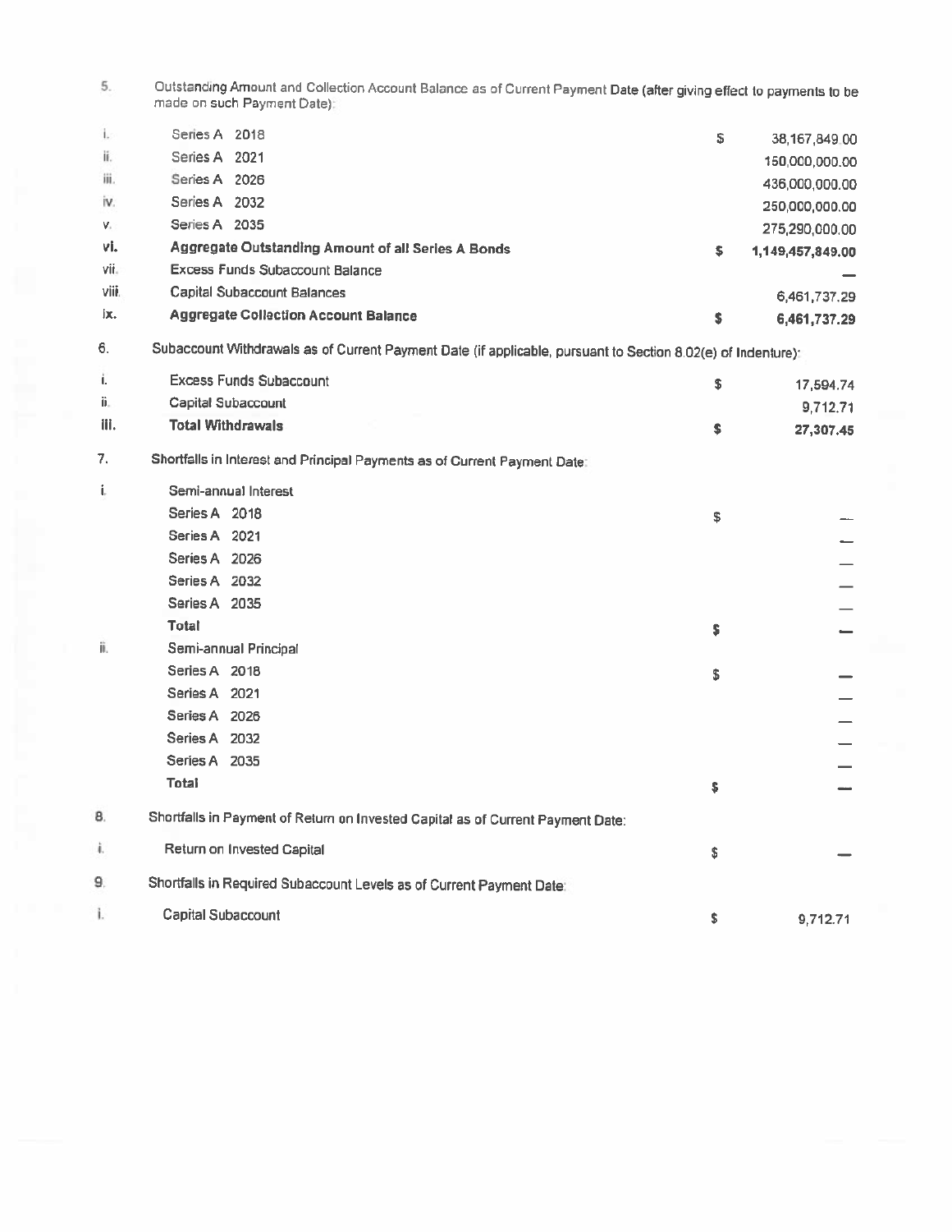5. Outstanding Amount and Collection Account Balance as of Current Payment Date (after giving effect to payments to be made on such Payment Date):

| | | | |
|---|---|---|---|
| i. | Series A 2018 | $ | 38,167,849.00 |
| ii. | Series A 2021 | | 150,000,000.00 |
| iii. | Series A 2026 | | 436,000,000.00 |
| iv. | Series A 2032 | | 250,000,000.00 |
| v. | Series A 2035 | | 275,290,000.00 |
| **vi.** | **Aggregate Outstanding Amount of all Series A Bonds** | **$** | **1,149,457,849.00** |
| vii. | Excess Funds Subaccount Balance | | — |
| viii. | Capital Subaccount Balances | | 6,461,737.29 |
| **ix.** | **Aggregate Collection Account Balance** | **$** | **6,461,737.29** |

6. Subaccount Withdrawals as of Current Payment Date (if applicable, pursuant to Section 8.02(e) of Indenture):

| | | | |
|---|---|---|---|
| i. | Excess Funds Subaccount | $ | 17,594.74 |
| ii. | Capital Subaccount | | 9,712.71 |
| **iii.** | **Total Withdrawals** | **$** | **27,307.45** |

7. Shortfalls in Interest and Principal Payments as of Current Payment Date:

| | | | |
|---|---|---|---|
| i. | Semi-annual Interest | | |
| | Series A 2018 | $ | — |
| | Series A 2021 | | — |
| | Series A 2026 | | — |
| | Series A 2032 | | — |
| | Series A 2035 | | — |
| | **Total** | **$** | **—** |
| ii. | Semi-annual Principal | | |
| | Series A 2018 | $ | — |
| | Series A 2021 | | — |
| | Series A 2026 | | — |
| | Series A 2032 | | — |
| | Series A 2035 | | — |
| | **Total** | **$** | **—** |

8. Shortfalls in Payment of Return on Invested Capital as of Current Payment Date:

| | | | |
|---|---|---|---|
| i. | Return on Invested Capital | $ | — |

9. Shortfalls in Required Subaccount Levels as of Current Payment Date:

| | | | |
|---|---|---|---|
| i. | Capital Subaccount | $ | 9,712.71 |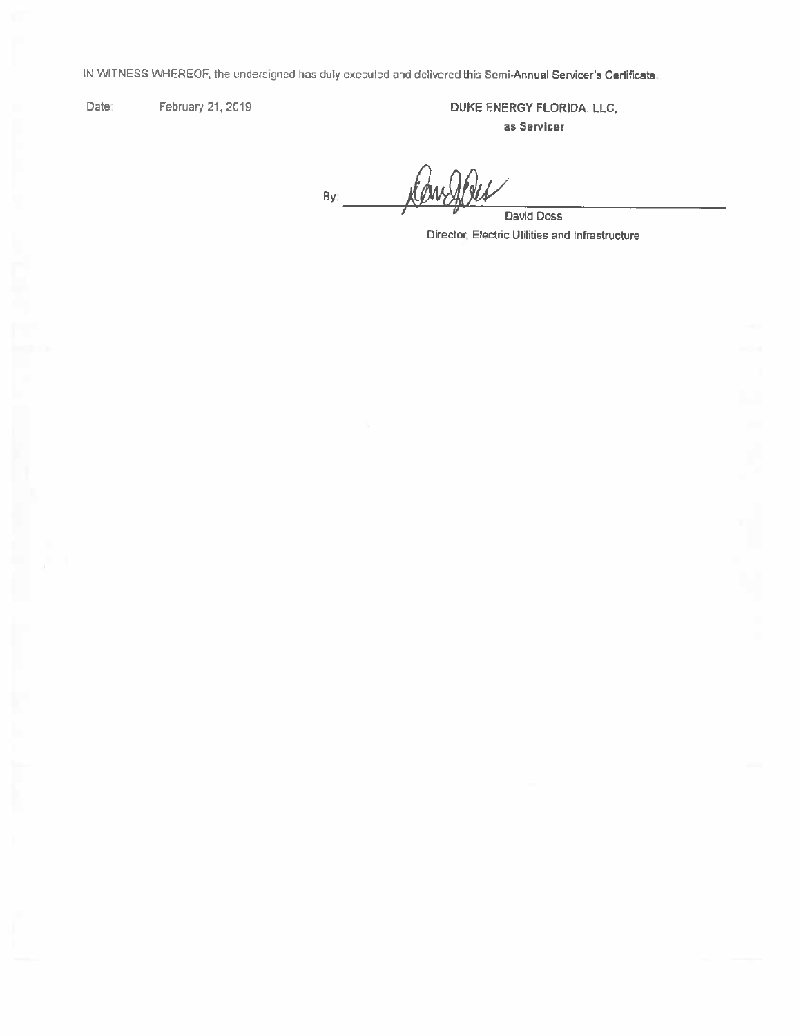IN WITNESS WHEREOF, the undersigned has duly executed and delivered this Semi-Annual Servicer's Certificate.

Date: February 21, 2019

**DUKE ENERGY FLORIDA, LLC,**
**as Servicer**

By: ______________________________
David Doss
Director, Electric Utilities and Infrastructure